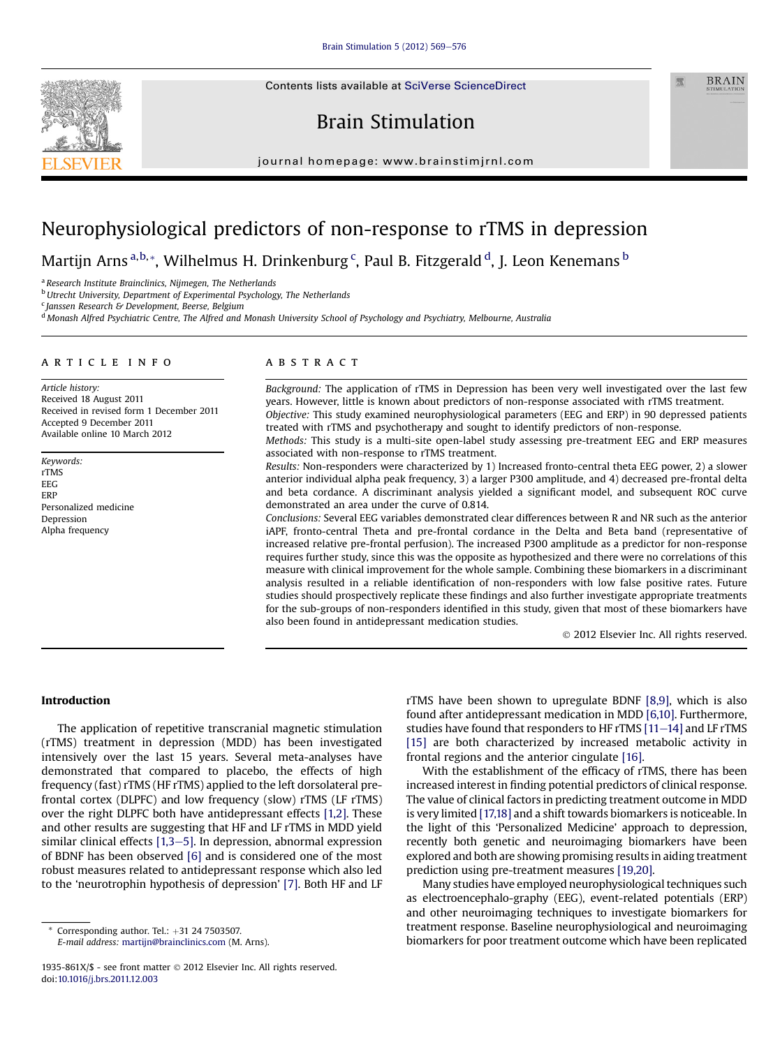# Neurophysiological predictors of non-response to rTMS in depression

Martijn Arns [a,b,*], Wilhelmus H. Drinkenburg [c], Paul B. Fitzgerald [d], J. Leon Kenemans [b]

[a] Research Institute Brainclinics, Nijmegen, The Netherlands
[b] Utrecht University, Department of Experimental Psychology, The Netherlands
[c] Janssen Research & Development, Beerse, Belgium
[d] Monash Alfred Psychiatric Centre, The Alfred and Monash University School of Psychology and Psychiatry, Melbourne, Australia

## ARTICLE INFO

*Article history:*
Received 18 August 2011
Received in revised form 1 December 2011
Accepted 9 December 2011
Available online 10 March 2012

*Keywords:*
rTMS
EEG
ERP
Personalized medicine
Depression
Alpha frequency

## ABSTRACT

*Background:* The application of rTMS in Depression has been very well investigated over the last few years. However, little is known about predictors of non-response associated with rTMS treatment.

*Objective:* This study examined neurophysiological parameters (EEG and ERP) in 90 depressed patients treated with rTMS and psychotherapy and sought to identify predictors of non-response.

*Methods:* This study is a multi-site open-label study assessing pre-treatment EEG and ERP measures associated with non-response to rTMS treatment.

*Results:* Non-responders were characterized by 1) Increased fronto-central theta EEG power, 2) a slower anterior individual alpha peak frequency, 3) a larger P300 amplitude, and 4) decreased pre-frontal delta and beta cordance. A discriminant analysis yielded a significant model, and subsequent ROC curve demonstrated an area under the curve of 0.814.

*Conclusions:* Several EEG variables demonstrated clear differences between R and NR such as the anterior iAPF, fronto-central Theta and pre-frontal cordance in the Delta and Beta band (representative of increased relative pre-frontal perfusion). The increased P300 amplitude as a predictor for non-response requires further study, since this was the opposite as hypothesized and there were no correlations of this measure with clinical improvement for the whole sample. Combining these biomarkers in a discriminant analysis resulted in a reliable identification of non-responders with low false positive rates. Future studies should prospectively replicate these findings and also further investigate appropriate treatments for the sub-groups of non-responders identified in this study, given that most of these biomarkers have also been found in antidepressant medication studies.

© 2012 Elsevier Inc. All rights reserved.

## Introduction

The application of repetitive transcranial magnetic stimulation (rTMS) treatment in depression (MDD) has been investigated intensively over the last 15 years. Several meta-analyses have demonstrated that compared to placebo, the effects of high frequency (fast) rTMS (HF rTMS) applied to the left dorsolateral prefrontal cortex (DLPFC) and low frequency (slow) rTMS (LF rTMS) over the right DLPFC both have antidepressant effects [1,2]. These and other results are suggesting that HF and LF rTMS in MDD yield similar clinical effects [1,3–5]. In depression, abnormal expression of BDNF has been observed [6] and is considered one of the most robust measures related to antidepressant response which also led to the 'neurotrophin hypothesis of depression' [7]. Both HF and LF rTMS have been shown to upregulate BDNF [8,9], which is also found after antidepressant medication in MDD [6,10]. Furthermore, studies have found that responders to HF rTMS [11–14] and LF rTMS [15] are both characterized by increased metabolic activity in frontal regions and the anterior cingulate [16].

With the establishment of the efficacy of rTMS, there has been increased interest in finding potential predictors of clinical response. The value of clinical factors in predicting treatment outcome in MDD is very limited [17,18] and a shift towards biomarkers is noticeable. In the light of this 'Personalized Medicine' approach to depression, recently both genetic and neuroimaging biomarkers have been explored and both are showing promising results in aiding treatment prediction using pre-treatment measures [19,20].

Many studies have employed neurophysiological techniques such as electroencephalo-graphy (EEG), event-related potentials (ERP) and other neuroimaging techniques to investigate biomarkers for treatment response. Baseline neurophysiological and neuroimaging biomarkers for poor treatment outcome which have been replicated

\* Corresponding author. Tel.: +31 24 7503507.
E-mail address: martijn@brainclinics.com (M. Arns).

1935-861X/$ - see front matter © 2012 Elsevier Inc. All rights reserved.
doi:10.1016/j.brs.2011.12.003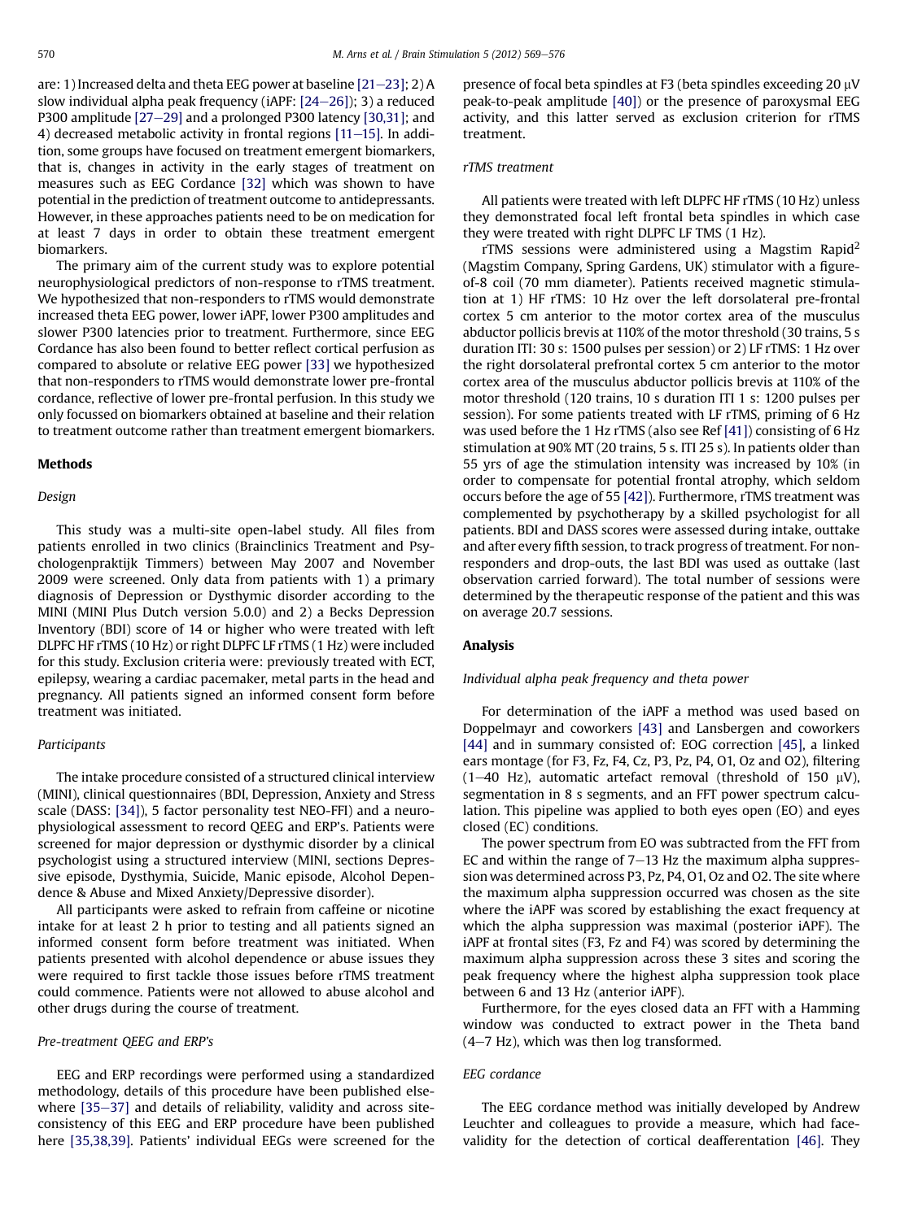are: 1) Increased delta and theta EEG power at baseline [21–23]; 2) A slow individual alpha peak frequency (iAPF: [24–26]); 3) a reduced P300 amplitude [27–29] and a prolonged P300 latency [30,31]; and 4) decreased metabolic activity in frontal regions [11–15]. In addition, some groups have focused on treatment emergent biomarkers, that is, changes in activity in the early stages of treatment on measures such as EEG Cordance [32] which was shown to have potential in the prediction of treatment outcome to antidepressants. However, in these approaches patients need to be on medication for at least 7 days in order to obtain these treatment emergent biomarkers.

The primary aim of the current study was to explore potential neurophysiological predictors of non-response to rTMS treatment. We hypothesized that non-responders to rTMS would demonstrate increased theta EEG power, lower iAPF, lower P300 amplitudes and slower P300 latencies prior to treatment. Furthermore, since EEG Cordance has also been found to better reflect cortical perfusion as compared to absolute or relative EEG power [33] we hypothesized that non-responders to rTMS would demonstrate lower pre-frontal cordance, reflective of lower pre-frontal perfusion. In this study we only focussed on biomarkers obtained at baseline and their relation to treatment outcome rather than treatment emergent biomarkers.

## Methods

### *Design*

This study was a multi-site open-label study. All files from patients enrolled in two clinics (Brainclinics Treatment and Psychologenpraktijk Timmers) between May 2007 and November 2009 were screened. Only data from patients with 1) a primary diagnosis of Depression or Dysthymic disorder according to the MINI (MINI Plus Dutch version 5.0.0) and 2) a Becks Depression Inventory (BDI) score of 14 or higher who were treated with left DLPFC HF rTMS (10 Hz) or right DLPFC LF rTMS (1 Hz) were included for this study. Exclusion criteria were: previously treated with ECT, epilepsy, wearing a cardiac pacemaker, metal parts in the head and pregnancy. All patients signed an informed consent form before treatment was initiated.

### *Participants*

The intake procedure consisted of a structured clinical interview (MINI), clinical questionnaires (BDI, Depression, Anxiety and Stress scale (DASS: [34]), 5 factor personality test NEO-FFI) and a neurophysiological assessment to record QEEG and ERP's. Patients were screened for major depression or dysthymic disorder by a clinical psychologist using a structured interview (MINI, sections Depressive episode, Dysthymia, Suicide, Manic episode, Alcohol Dependence & Abuse and Mixed Anxiety/Depressive disorder).

All participants were asked to refrain from caffeine or nicotine intake for at least 2 h prior to testing and all patients signed an informed consent form before treatment was initiated. When patients presented with alcohol dependence or abuse issues they were required to first tackle those issues before rTMS treatment could commence. Patients were not allowed to abuse alcohol and other drugs during the course of treatment.

### *Pre-treatment QEEG and ERP's*

EEG and ERP recordings were performed using a standardized methodology, details of this procedure have been published elsewhere [35–37] and details of reliability, validity and across site-consistency of this EEG and ERP procedure have been published here [35,38,39]. Patients' individual EEGs were screened for the presence of focal beta spindles at F3 (beta spindles exceeding 20 μV peak-to-peak amplitude [40]) or the presence of paroxysmal EEG activity, and this latter served as exclusion criterion for rTMS treatment.

### *rTMS treatment*

All patients were treated with left DLPFC HF rTMS (10 Hz) unless they demonstrated focal left frontal beta spindles in which case they were treated with right DLPFC LF TMS (1 Hz).

rTMS sessions were administered using a Magstim Rapid$^2$ (Magstim Company, Spring Gardens, UK) stimulator with a figure-of-8 coil (70 mm diameter). Patients received magnetic stimulation at 1) HF rTMS: 10 Hz over the left dorsolateral pre-frontal cortex 5 cm anterior to the motor cortex area of the musculus abductor pollicis brevis at 110% of the motor threshold (30 trains, 5 s duration ITI: 30 s: 1500 pulses per session) or 2) LF rTMS: 1 Hz over the right dorsolateral prefrontal cortex 5 cm anterior to the motor cortex area of the musculus abductor pollicis brevis at 110% of the motor threshold (120 trains, 10 s duration ITI 1 s: 1200 pulses per session). For some patients treated with LF rTMS, priming of 6 Hz was used before the 1 Hz rTMS (also see Ref [41]) consisting of 6 Hz stimulation at 90% MT (20 trains, 5 s. ITI 25 s). In patients older than 55 yrs of age the stimulation intensity was increased by 10% (in order to compensate for potential frontal atrophy, which seldom occurs before the age of 55 [42]). Furthermore, rTMS treatment was complemented by psychotherapy by a skilled psychologist for all patients. BDI and DASS scores were assessed during intake, outtake and after every fifth session, to track progress of treatment. For non-responders and drop-outs, the last BDI was used as outtake (last observation carried forward). The total number of sessions were determined by the therapeutic response of the patient and this was on average 20.7 sessions.

## Analysis

### *Individual alpha peak frequency and theta power*

For determination of the iAPF a method was used based on Doppelmayr and coworkers [43] and Lansbergen and coworkers [44] and in summary consisted of: EOG correction [45], a linked ears montage (for F3, Fz, F4, Cz, P3, Pz, P4, O1, Oz and O2), filtering (1–40 Hz), automatic artefact removal (threshold of 150 μV), segmentation in 8 s segments, and an FFT power spectrum calculation. This pipeline was applied to both eyes open (EO) and eyes closed (EC) conditions.

The power spectrum from EO was subtracted from the FFT from EC and within the range of 7–13 Hz the maximum alpha suppression was determined across P3, Pz, P4, O1, Oz and O2. The site where the maximum alpha suppression occurred was chosen as the site where the iAPF was scored by establishing the exact frequency at which the alpha suppression was maximal (posterior iAPF). The iAPF at frontal sites (F3, Fz and F4) was scored by determining the maximum alpha suppression across these 3 sites and scoring the peak frequency where the highest alpha suppression took place between 6 and 13 Hz (anterior iAPF).

Furthermore, for the eyes closed data an FFT with a Hamming window was conducted to extract power in the Theta band (4–7 Hz), which was then log transformed.

### *EEG cordance*

The EEG cordance method was initially developed by Andrew Leuchter and colleagues to provide a measure, which had face-validity for the detection of cortical deafferentation [46]. They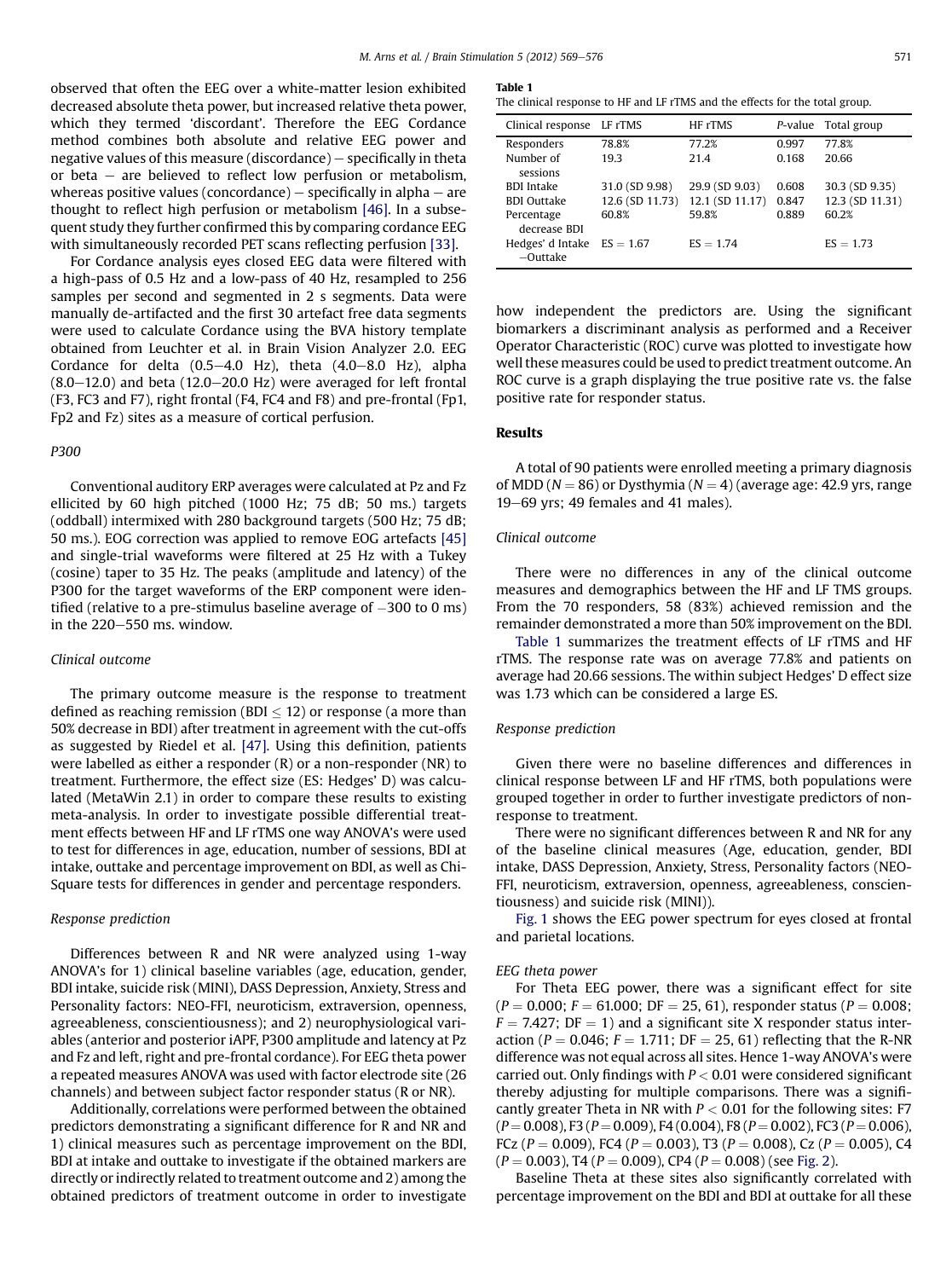observed that often the EEG over a white-matter lesion exhibited decreased absolute theta power, but increased relative theta power, which they termed 'discordant'. Therefore the EEG Cordance method combines both absolute and relative EEG power and negative values of this measure (discordance) − specifically in theta or beta − are believed to reflect low perfusion or metabolism, whereas positive values (concordance) − specifically in alpha − are thought to reflect high perfusion or metabolism [46]. In a subsequent study they further confirmed this by comparing cordance EEG with simultaneously recorded PET scans reflecting perfusion [33].

For Cordance analysis eyes closed EEG data were filtered with a high-pass of 0.5 Hz and a low-pass of 40 Hz, resampled to 256 samples per second and segmented in 2 s segments. Data were manually de-artifacted and the first 30 artefact free data segments were used to calculate Cordance using the BVA history template obtained from Leuchter et al. in Brain Vision Analyzer 2.0. EEG Cordance for delta (0.5–4.0 Hz), theta (4.0–8.0 Hz), alpha (8.0–12.0) and beta (12.0–20.0 Hz) were averaged for left frontal (F3, FC3 and F7), right frontal (F4, FC4 and F8) and pre-frontal (Fp1, Fp2 and Fz) sites as a measure of cortical perfusion.

### P300

Conventional auditory ERP averages were calculated at Pz and Fz ellicited by 60 high pitched (1000 Hz; 75 dB; 50 ms.) targets (oddball) intermixed with 280 background targets (500 Hz; 75 dB; 50 ms.). EOG correction was applied to remove EOG artefacts [45] and single-trial waveforms were filtered at 25 Hz with a Tukey (cosine) taper to 35 Hz. The peaks (amplitude and latency) of the P300 for the target waveforms of the ERP component were identified (relative to a pre-stimulus baseline average of −300 to 0 ms) in the 220–550 ms. window.

### Clinical outcome

The primary outcome measure is the response to treatment defined as reaching remission (BDI $\leq$ 12) or response (a more than 50% decrease in BDI) after treatment in agreement with the cut-offs as suggested by Riedel et al. [47]. Using this definition, patients were labelled as either a responder (R) or a non-responder (NR) to treatment. Furthermore, the effect size (ES: Hedges' D) was calculated (MetaWin 2.1) in order to compare these results to existing meta-analysis. In order to investigate possible differential treatment effects between HF and LF rTMS one way ANOVA's were used to test for differences in age, education, number of sessions, BDI at intake, outtake and percentage improvement on BDI, as well as Chi-Square tests for differences in gender and percentage responders.

### Response prediction

Differences between R and NR were analyzed using 1-way ANOVA's for 1) clinical baseline variables (age, education, gender, BDI intake, suicide risk (MINI), DASS Depression, Anxiety, Stress and Personality factors: NEO-FFI, neuroticism, extraversion, openness, agreeableness, conscientiousness); and 2) neurophysiological variables (anterior and posterior iAPF, P300 amplitude and latency at Pz and Fz and left, right and pre-frontal cordance). For EEG theta power a repeated measures ANOVA was used with factor electrode site (26 channels) and between subject factor responder status (R or NR).

Additionally, correlations were performed between the obtained predictors demonstrating a significant difference for R and NR and 1) clinical measures such as percentage improvement on the BDI, BDI at intake and outtake to investigate if the obtained markers are directly or indirectly related to treatment outcome and 2) among the obtained predictors of treatment outcome in order to investigate how independent the predictors are. Using the significant biomarkers a discriminant analysis as performed and a Receiver Operator Characteristic (ROC) curve was plotted to investigate how well these measures could be used to predict treatment outcome. An ROC curve is a graph displaying the true positive rate vs. the false positive rate for responder status.

**Table 1**
The clinical response to HF and LF rTMS and the effects for the total group.

| Clinical response | LF rTMS | HF rTMS | P-value | Total group |
|---|---|---|---|---|
| Responders | 78.8% | 77.2% | 0.997 | 77.8% |
| Number of sessions | 19.3 | 21.4 | 0.168 | 20.66 |
| BDI Intake | 31.0 (SD 9.98) | 29.9 (SD 9.03) | 0.608 | 30.3 (SD 9.35) |
| BDI Outtake | 12.6 (SD 11.73) | 12.1 (SD 11.17) | 0.847 | 12.3 (SD 11.31) |
| Percentage decrease BDI | 60.8% | 59.8% | 0.889 | 60.2% |
| Hedges' d Intake −Outtake | ES = 1.67 | ES = 1.74 | | ES = 1.73 |

## Results

A total of 90 patients were enrolled meeting a primary diagnosis of MDD ($N = 86$) or Dysthymia ($N = 4$) (average age: 42.9 yrs, range 19–69 yrs; 49 females and 41 males).

### Clinical outcome

There were no differences in any of the clinical outcome measures and demographics between the HF and LF TMS groups. From the 70 responders, 58 (83%) achieved remission and the remainder demonstrated a more than 50% improvement on the BDI.

Table 1 summarizes the treatment effects of LF rTMS and HF rTMS. The response rate was on average 77.8% and patients on average had 20.66 sessions. The within subject Hedges' D effect size was 1.73 which can be considered a large ES.

### Response prediction

Given there were no baseline differences and differences in clinical response between LF and HF rTMS, both populations were grouped together in order to further investigate predictors of non-response to treatment.

There were no significant differences between R and NR for any of the baseline clinical measures (Age, education, gender, BDI intake, DASS Depression, Anxiety, Stress, Personality factors (NEO-FFI, neuroticism, extraversion, openness, agreeableness, conscientiousness) and suicide risk (MINI)).

Fig. 1 shows the EEG power spectrum for eyes closed at frontal and parietal locations.

### EEG theta power

For Theta EEG power, there was a significant effect for site ($P = 0.000$; $F = 61.000$; $DF = 25, 61$), responder status ($P = 0.008$; $F = 7.427$; $DF = 1$) and a significant site X responder status interaction ($P = 0.046$; $F = 1.711$; $DF = 25, 61$) reflecting that the R-NR difference was not equal across all sites. Hence 1-way ANOVA's were carried out. Only findings with $P < 0.01$ were considered significant thereby adjusting for multiple comparisons. There was a significantly greater Theta in NR with $P < 0.01$ for the following sites: F7 ($P = 0.008$), F3 ($P = 0.009$), F4 (0.004), F8 ($P = 0.002$), FC3 ($P = 0.006$), FCz ($P = 0.009$), FC4 ($P = 0.003$), T3 ($P = 0.008$), Cz ($P = 0.005$), C4 ($P = 0.003$), T4 ($P = 0.009$), CP4 ($P = 0.008$) (see Fig. 2).

Baseline Theta at these sites also significantly correlated with percentage improvement on the BDI and BDI at outtake for all these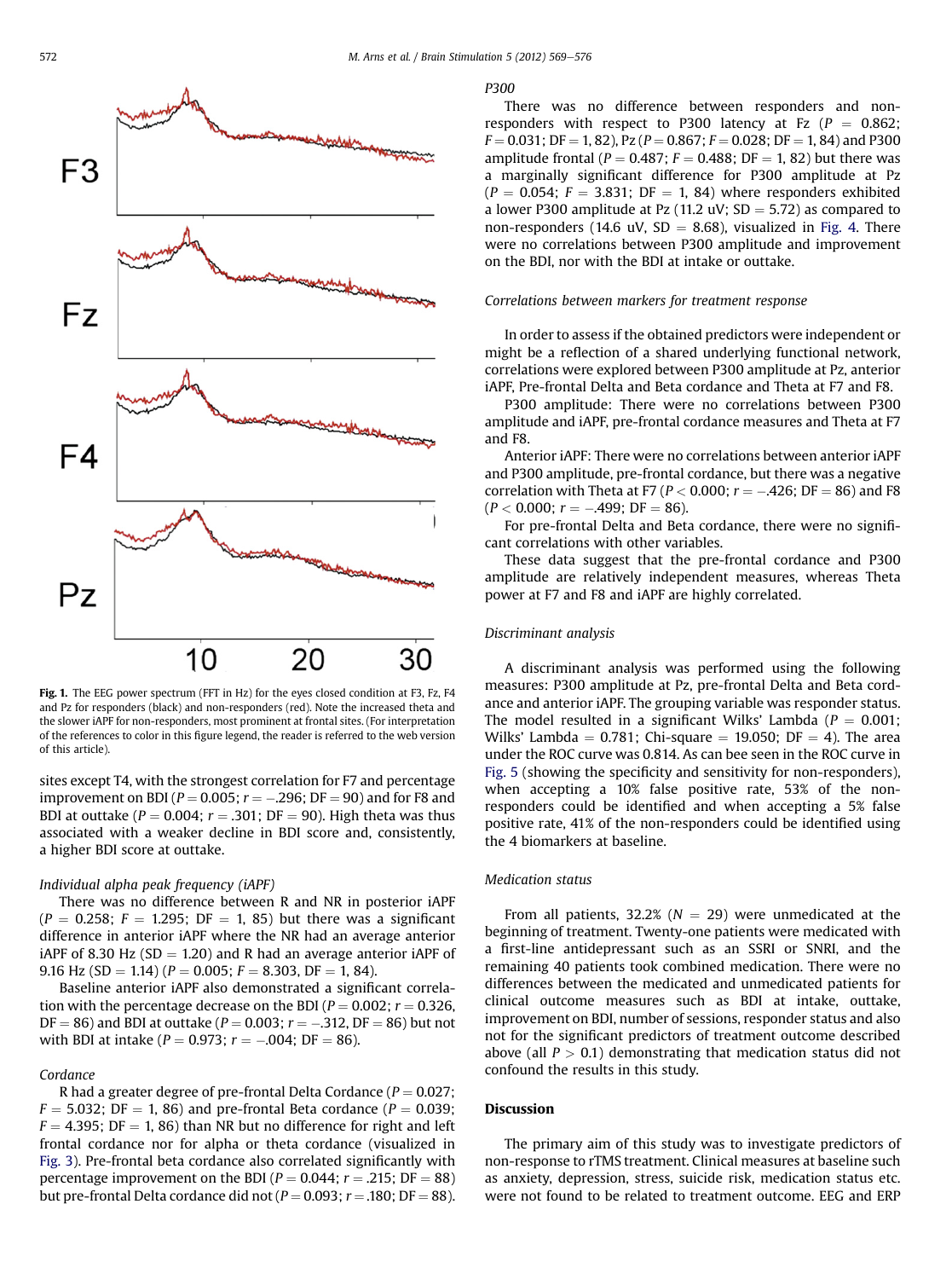**Fig. 1.** The EEG power spectrum (FFT in Hz) for the eyes closed condition at F3, Fz, F4 and Pz for responders (black) and non-responders (red). Note the increased theta and the slower iAPF for non-responders, most prominent at frontal sites. (For interpretation of the references to color in this figure legend, the reader is referred to the web version of this article).

sites except T4, with the strongest correlation for F7 and percentage improvement on BDI ($P = 0.005$; $r = -.296$; DF = 90) and for F8 and BDI at outtake ($P = 0.004$; $r = .301$; DF = 90). High theta was thus associated with a weaker decline in BDI score and, consistently, a higher BDI score at outtake.

*Individual alpha peak frequency (iAPF)*

There was no difference between R and NR in posterior iAPF ($P = 0.258$; $F = 1.295$; DF = 1, 85) but there was a significant difference in anterior iAPF where the NR had an average anterior iAPF of 8.30 Hz (SD = 1.20) and R had an average anterior iAPF of 9.16 Hz (SD = 1.14) ($P = 0.005$; $F = 8.303$, DF = 1, 84).

Baseline anterior iAPF also demonstrated a significant correlation with the percentage decrease on the BDI ($P = 0.002$; $r = 0.326$, DF = 86) and BDI at outtake ($P = 0.003$; $r = -.312$, DF = 86) but not with BDI at intake ($P = 0.973$; $r = -.004$; DF = 86).

*Cordance*

R had a greater degree of pre-frontal Delta Cordance ($P = 0.027$; $F = 5.032$; DF = 1, 86) and pre-frontal Beta cordance ($P = 0.039$; $F = 4.395$; DF = 1, 86) than NR but no difference for right and left frontal cordance nor for alpha or theta cordance (visualized in Fig. 3). Pre-frontal beta cordance also correlated significantly with percentage improvement on the BDI ($P = 0.044$; $r = .215$; DF = 88) but pre-frontal Delta cordance did not ($P = 0.093$; $r = .180$; DF = 88).

*P300*

There was no difference between responders and non-responders with respect to P300 latency at Fz ($P = 0.862$; $F = 0.031$; DF = 1, 82), Pz ($P = 0.867$; $F = 0.028$; DF = 1, 84) and P300 amplitude frontal ($P = 0.487$; $F = 0.488$; DF = 1, 82) but there was a marginally significant difference for P300 amplitude at Pz ($P = 0.054$; $F = 3.831$; DF = 1, 84) where responders exhibited a lower P300 amplitude at Pz (11.2 uV; SD = 5.72) as compared to non-responders (14.6 uV, SD = 8.68), visualized in Fig. 4. There were no correlations between P300 amplitude and improvement on the BDI, nor with the BDI at intake or outtake.

*Correlations between markers for treatment response*

In order to assess if the obtained predictors were independent or might be a reflection of a shared underlying functional network, correlations were explored between P300 amplitude at Pz, anterior iAPF, Pre-frontal Delta and Beta cordance and Theta at F7 and F8.

P300 amplitude: There were no correlations between P300 amplitude and iAPF, pre-frontal cordance measures and Theta at F7 and F8.

Anterior iAPF: There were no correlations between anterior iAPF and P300 amplitude, pre-frontal cordance, but there was a negative correlation with Theta at F7 ($P < 0.000$; $r = -.426$; DF = 86) and F8 ($P < 0.000$; $r = -.499$; DF = 86).

For pre-frontal Delta and Beta cordance, there were no significant correlations with other variables.

These data suggest that the pre-frontal cordance and P300 amplitude are relatively independent measures, whereas Theta power at F7 and F8 and iAPF are highly correlated.

*Discriminant analysis*

A discriminant analysis was performed using the following measures: P300 amplitude at Pz, pre-frontal Delta and Beta cordance and anterior iAPF. The grouping variable was responder status. The model resulted in a significant Wilks' Lambda ($P = 0.001$; Wilks' Lambda = 0.781; Chi-square = 19.050; DF = 4). The area under the ROC curve was 0.814. As can bee seen in the ROC curve in Fig. 5 (showing the specificity and sensitivity for non-responders), when accepting a 10% false positive rate, 53% of the non-responders could be identified and when accepting a 5% false positive rate, 41% of the non-responders could be identified using the 4 biomarkers at baseline.

*Medication status*

From all patients, 32.2% ($N = 29$) were unmedicated at the beginning of treatment. Twenty-one patients were medicated with a first-line antidepressant such as an SSRI or SNRI, and the remaining 40 patients took combined medication. There were no differences between the medicated and unmedicated patients for clinical outcome measures such as BDI at intake, outtake, improvement on BDI, number of sessions, responder status and also not for the significant predictors of treatment outcome described above (all $P > 0.1$) demonstrating that medication status did not confound the results in this study.

## Discussion

The primary aim of this study was to investigate predictors of non-response to rTMS treatment. Clinical measures at baseline such as anxiety, depression, stress, suicide risk, medication status etc. were not found to be related to treatment outcome. EEG and ERP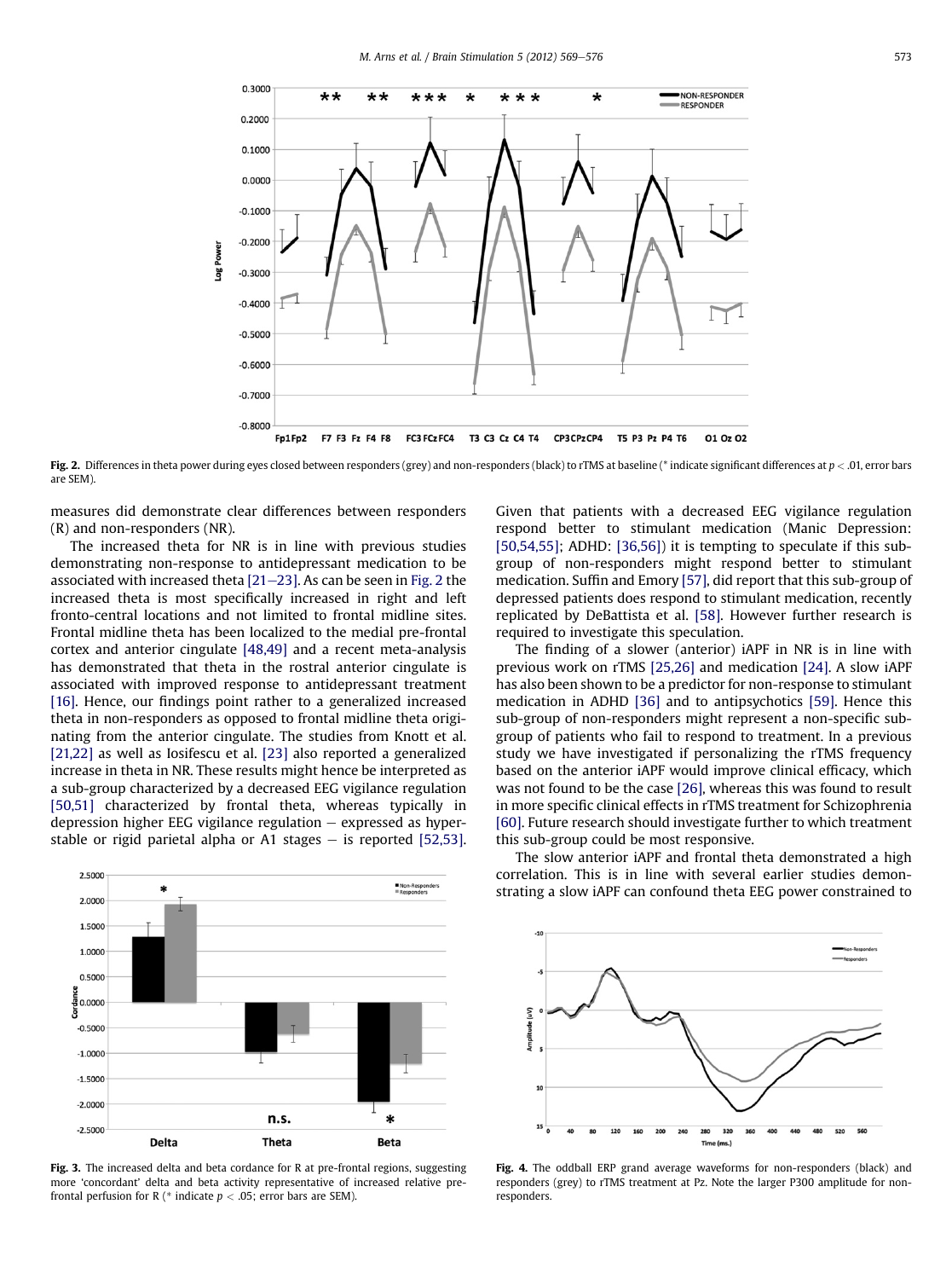Fig. 2. Differences in theta power during eyes closed between responders (grey) and non-responders (black) to rTMS at baseline (* indicate significant differences at $p < .01$, error bars are SEM).

measures did demonstrate clear differences between responders (R) and non-responders (NR).

The increased theta for NR is in line with previous studies demonstrating non-response to antidepressant medication to be associated with increased theta [21–23]. As can be seen in Fig. 2 the increased theta is most specifically increased in right and left fronto-central locations and not limited to frontal midline sites. Frontal midline theta has been localized to the medial pre-frontal cortex and anterior cingulate [48,49] and a recent meta-analysis has demonstrated that theta in the rostral anterior cingulate is associated with improved response to antidepressant treatment [16]. Hence, our findings point rather to a generalized increased theta in non-responders as opposed to frontal midline theta originating from the anterior cingulate. The studies from Knott et al. [21,22] as well as Iosifescu et al. [23] also reported a generalized increase in theta in NR. These results might hence be interpreted as a sub-group characterized by a decreased EEG vigilance regulation [50,51] characterized by frontal theta, whereas typically in depression higher EEG vigilance regulation − expressed as hyperstable or rigid parietal alpha or A1 stages − is reported [52,53]. Given that patients with a decreased EEG vigilance regulation respond better to stimulant medication (Manic Depression: [50,54,55]; ADHD: [36,56]) it is tempting to speculate if this subgroup of non-responders might respond better to stimulant medication. Suffin and Emory [57], did report that this sub-group of depressed patients does respond to stimulant medication, recently replicated by DeBattista et al. [58]. However further research is required to investigate this speculation.

The finding of a slower (anterior) iAPF in NR is in line with previous work on rTMS [25,26] and medication [24]. A slow iAPF has also been shown to be a predictor for non-response to stimulant medication in ADHD [36] and to antipsychotics [59]. Hence this sub-group of non-responders might represent a non-specific subgroup of patients who fail to respond to treatment. In a previous study we have investigated if personalizing the rTMS frequency based on the anterior iAPF would improve clinical efficacy, which was not found to be the case [26], whereas this was found to result in more specific clinical effects in rTMS treatment for Schizophrenia [60]. Future research should investigate further to which treatment this sub-group could be most responsive.

The slow anterior iAPF and frontal theta demonstrated a high correlation. This is in line with several earlier studies demonstrating a slow iAPF can confound theta EEG power constrained to

Fig. 3. The increased delta and beta cordance for R at pre-frontal regions, suggesting more 'concordant' delta and beta activity representative of increased relative prefrontal perfusion for R (* indicate $p < .05$; error bars are SEM).

Fig. 4. The oddball ERP grand average waveforms for non-responders (black) and responders (grey) to rTMS treatment at Pz. Note the larger P300 amplitude for non-responders.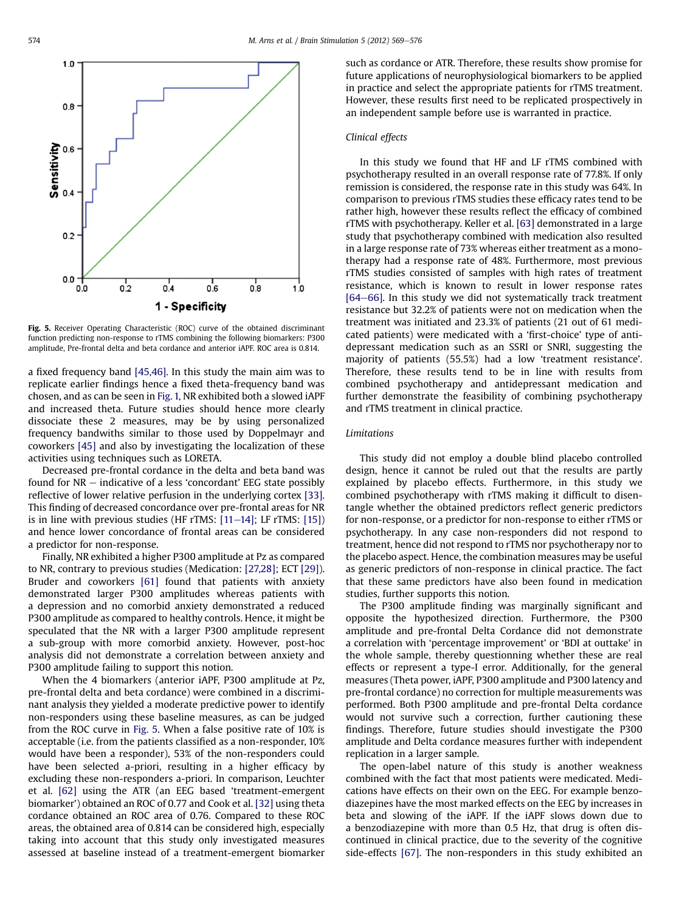Fig. 5. Receiver Operating Characteristic (ROC) curve of the obtained discriminant function predicting non-response to rTMS combining the following biomarkers: P300 amplitude, Pre-frontal delta and beta cordance and anterior iAPF. ROC area is 0.814.

a fixed frequency band [45,46]. In this study the main aim was to replicate earlier findings hence a fixed theta-frequency band was chosen, and as can be seen in Fig. 1, NR exhibited both a slowed iAPF and increased theta. Future studies should hence more clearly dissociate these 2 measures, may be by using personalized frequency bandwiths similar to those used by Doppelmayr and coworkers [45] and also by investigating the localization of these activities using techniques such as LORETA.

Decreased pre-frontal cordance in the delta and beta band was found for NR – indicative of a less 'concordant' EEG state possibly reflective of lower relative perfusion in the underlying cortex [33]. This finding of decreased concordance over pre-frontal areas for NR is in line with previous studies (HF rTMS: [11–14]; LF rTMS: [15]) and hence lower concordance of frontal areas can be considered a predictor for non-response.

Finally, NR exhibited a higher P300 amplitude at Pz as compared to NR, contrary to previous studies (Medication: [27,28]; ECT [29]). Bruder and coworkers [61] found that patients with anxiety demonstrated larger P300 amplitudes whereas patients with a depression and no comorbid anxiety demonstrated a reduced P300 amplitude as compared to healthy controls. Hence, it might be speculated that the NR with a larger P300 amplitude represent a sub-group with more comorbid anxiety. However, post-hoc analysis did not demonstrate a correlation between anxiety and P300 amplitude failing to support this notion.

When the 4 biomarkers (anterior iAPF, P300 amplitude at Pz, pre-frontal delta and beta cordance) were combined in a discriminant analysis they yielded a moderate predictive power to identify non-responders using these baseline measures, as can be judged from the ROC curve in Fig. 5. When a false positive rate of 10% is acceptable (i.e. from the patients classified as a non-responder, 10% would have been a responder), 53% of the non-responders could have been selected a-priori, resulting in a higher efficacy by excluding these non-responders a-priori. In comparison, Leuchter et al. [62] using the ATR (an EEG based 'treatment-emergent biomarker') obtained an ROC of 0.77 and Cook et al. [32] using theta cordance obtained an ROC area of 0.76. Compared to these ROC areas, the obtained area of 0.814 can be considered high, especially taking into account that this study only investigated measures assessed at baseline instead of a treatment-emergent biomarker such as cordance or ATR. Therefore, these results show promise for future applications of neurophysiological biomarkers to be applied in practice and select the appropriate patients for rTMS treatment. However, these results first need to be replicated prospectively in an independent sample before use is warranted in practice.

*Clinical effects*

In this study we found that HF and LF rTMS combined with psychotherapy resulted in an overall response rate of 77.8%. If only remission is considered, the response rate in this study was 64%. In comparison to previous rTMS studies these efficacy rates tend to be rather high, however these results reflect the efficacy of combined rTMS with psychotherapy. Keller et al. [63] demonstrated in a large study that psychotherapy combined with medication also resulted in a large response rate of 73% whereas either treatment as a monotherapy had a response rate of 48%. Furthermore, most previous rTMS studies consisted of samples with high rates of treatment resistance, which is known to result in lower response rates [64–66]. In this study we did not systematically track treatment resistance but 32.2% of patients were not on medication when the treatment was initiated and 23.3% of patients (21 out of 61 medicated patients) were medicated with a 'first-choice' type of antidepressant medication such as an SSRI or SNRI, suggesting the majority of patients (55.5%) had a low 'treatment resistance'. Therefore, these results tend to be in line with results from combined psychotherapy and antidepressant medication and further demonstrate the feasibility of combining psychotherapy and rTMS treatment in clinical practice.

*Limitations*

This study did not employ a double blind placebo controlled design, hence it cannot be ruled out that the results are partly explained by placebo effects. Furthermore, in this study we combined psychotherapy with rTMS making it difficult to disentangle whether the obtained predictors reflect generic predictors for non-response, or a predictor for non-response to either rTMS or psychotherapy. In any case non-responders did not respond to treatment, hence did not respond to rTMS nor psychotherapy nor to the placebo aspect. Hence, the combination measures may be useful as generic predictors of non-response in clinical practice. The fact that these same predictors have also been found in medication studies, further supports this notion.

The P300 amplitude finding was marginally significant and opposite the hypothesized direction. Furthermore, the P300 amplitude and pre-frontal Delta Cordance did not demonstrate a correlation with 'percentage improvement' or 'BDI at outtake' in the whole sample, thereby questioning whether these are real effects or represent a type-I error. Additionally, for the general measures (Theta power, iAPF, P300 amplitude and P300 latency and pre-frontal cordance) no correction for multiple measurements was performed. Both P300 amplitude and pre-frontal Delta cordance would not survive such a correction, further cautioning these findings. Therefore, future studies should investigate the P300 amplitude and Delta cordance measures further with independent replication in a larger sample.

The open-label nature of this study is another weakness combined with the fact that most patients were medicated. Medications have effects on their own on the EEG. For example benzodiazepines have the most marked effects on the EEG by increases in beta and slowing of the iAPF. If the iAPF slows down due to a benzodiazepine with more than 0.5 Hz, that drug is often discontinued in clinical practice, due to the severity of the cognitive side-effects [67]. The non-responders in this study exhibited an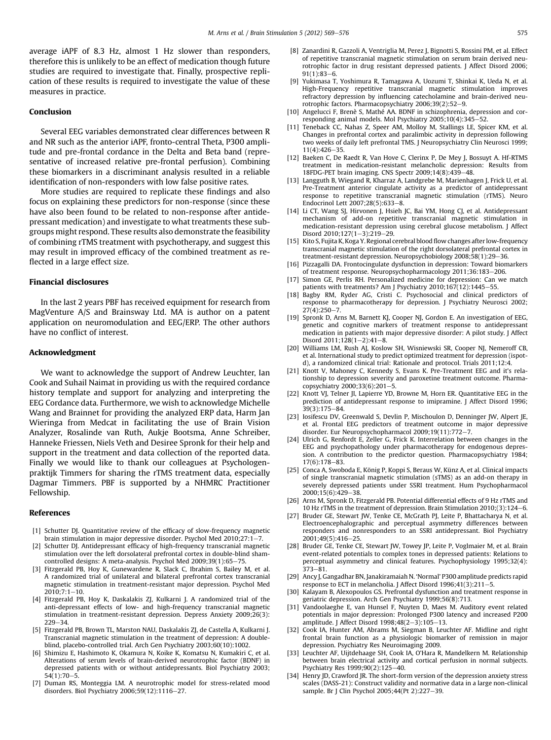average iAPF of 8.3 Hz, almost 1 Hz slower than responders, therefore this is unlikely to be an effect of medication though future studies are required to investigate that. Finally, prospective replication of these results is required to investigate the value of these measures in practice.

## Conclusion

Several EEG variables demonstrated clear differences between R and NR such as the anterior iAPF, fronto-central Theta, P300 amplitude and pre-frontal cordance in the Delta and Beta band (representative of increased relative pre-frontal perfusion). Combining these biomarkers in a discriminant analysis resulted in a reliable identification of non-responders with low false positive rates.

More studies are required to replicate these findings and also focus on explaining these predictors for non-response (since these have also been found to be related to non-response after antidepressant medication) and investigate to what treatments these subgroups might respond. These results also demonstrate the feasibility of combining rTMS treatment with psychotherapy, and suggest this may result in improved efficacy of the combined treatment as reflected in a large effect size.

## Financial disclosures

In the last 2 years PBF has received equipment for research from MagVenture A/S and Brainsway Ltd. MA is author on a patent application on neuromodulation and EEG/ERP. The other authors have no conflict of interest.

## Acknowledgment

We want to acknowledge the support of Andrew Leuchter, Ian Cook and Suhail Naimat in providing us with the required cordance history template and support for analyzing and interpreting the EEG Cordance data. Furthermore, we wish to acknowledge Michelle Wang and Brainnet for providing the analyzed ERP data, Harm Jan Wieringa from Medcat in facilitating the use of Brain Vision Analyzer, Rosalinde van Ruth, Aukje Bootsma, Anne Schreiber, Hanneke Friessen, Niels Veth and Desiree Spronk for their help and support in the treatment and data collection of the reported data. Finally we would like to thank our colleagues at Psychologenpraktijk Timmers for sharing the rTMS treatment data, especially Dagmar Timmers. PBF is supported by a NHMRC Practitioner Fellowship.

## References

[1] Schutter DJ. Quantitative review of the efficacy of slow-frequency magnetic brain stimulation in major depressive disorder. Psychol Med 2010;27:1–7.

[2] Schutter DJ. Antidepressant efficacy of high-frequency transcranial magnetic stimulation over the left dorsolateral prefrontal cortex in double-blind sham-controlled designs: A meta-analysis. Psychol Med 2009;39(1):65–75.

[3] Fitzgerald PB, Hoy K, Gunewardene R, Slack C, Ibrahim S, Bailey M, et al. A randomized trial of unilateral and bilateral prefrontal cortex transcranial magnetic stimulation in treatment-resistant major depression. Psychol Med 2010;7:1–10.

[4] Fitzgerald PB, Hoy K, Daskalakis ZJ, Kulkarni J. A randomized trial of the anti-depressant effects of low- and high-frequency transcranial magnetic stimulation in treatment-resistant depression. Depress Anxiety 2009;26(3): 229–34.

[5] Fitzgerald PB, Brown TL, Marston NAU, Daskalakis ZJ, de Castella A, Kulkarni J. Transcranial magnetic stimulation in the treatment of depression: A double-blind, placebo-controlled trial. Arch Gen Psychiatry 2003;60(10):1002.

[6] Shimizu E, Hashimoto K, Okamura N, Koike K, Komatsu N, Kumakiri C, et al. Alterations of serum levels of brain-derived neurotrophic factor (BDNF) in depressed patients with or without antidepressants. Biol Psychiatry 2003; 54(1):70–5.

[7] Duman RS, Monteggia LM. A neurotrophic model for stress-related mood disorders. Biol Psychiatry 2006;59(12):1116–27.

[8] Zanardini R, Gazzoli A, Ventriglia M, Perez J, Bignotti S, Rossini PM, et al. Effect of repetitive transcranial magnetic stimulation on serum brain derived neurotrophic factor in drug resistant depressed patients. J Affect Disord 2006; 91(1):83–6.

[9] Yukimasa T, Yoshimura R, Tamagawa A, Uozumi T, Shinkai K, Ueda N, et al. High-Frequency repetitive transcranial magnetic stimulation improves refractory depression by influencing catecholamine and brain-derived neurotrophic factors. Pharmacopsychiatry 2006;39(2):52–9.

[10] Angelucci F, Brenè S, Mathé AA. BDNF in schizophrenia, depression and corresponding animal models. Mol Psychiatry 2005;10(4):345–52.

[11] Teneback CC, Nahas Z, Speer AM, Molloy M, Stallings LE, Spicer KM, et al. Changes in prefrontal cortex and paralimbic activity in depression following two weeks of daily left prefrontal TMS. J Neuropsychiatry Clin Neurosci 1999; 11(4):426–35.

[12] Baeken C, De Raedt R, Van Hove C, Clerinx P, De Mey J, Bossuyt A. Hf-RTMS treatment in medication-resistant melancholic depression: Results from 18FDG-PET brain imaging. CNS Spectr 2009;14(8):439–48.

[13] Langguth B, Wiegand R, Kharraz A, Landgrebe M, Marienhagen J, Frick U, et al. Pre-Treatment anterior cingulate activity as a predictor of antidepressant response to repetitive transcranial magnetic stimulation (rTMS). Neuro Endocrinol Lett 2007;28(5):633–8.

[14] Li CT, Wang SJ, Hirvonen J, Hsieh JC, Bai YM, Hong CJ, et al. Antidepressant mechanism of add-on repetitive transcranial magnetic stimulation in medication-resistant depression using cerebral glucose metabolism. J Affect Disord 2010;127(1–3):219–29.

[15] Kito S, Fujita K, Koga Y. Regional cerebral blood flow changes after low-frequency transcranial magnetic stimulation of the right dorsolateral prefrontal cortex in treatment-resistant depression. Neuropsychobiology 2008;58(1):29–36.

[16] Pizzagalli DA. Frontocingulate dysfunction in depression: Toward biomarkers of treatment response. Neuropsychopharmacology 2011;36:183–206.

[17] Simon GE, Perlis RH. Personalized medicine for depression: Can we match patients with treatments? Am J Psychiatry 2010;167(12):1445–55.

[18] Bagby RM, Ryder AG, Cristi C. Psychosocial and clinical predictors of response to pharmacotherapy for depression. J Psychiatry Neurosci 2002; 27(4):250–7.

[19] Spronk D, Arns M, Barnett KJ, Cooper NJ, Gordon E. An investigation of EEG, genetic and cognitive markers of treatment response to antidepressant medication in patients with major depressive disorder: A pilot study. J Affect Disord 2011;128(1–2):41–8.

[20] Williams LM, Rush AJ, Koslow SH, Wisniewski SR, Cooper NJ, Nemeroff CB, et al. International study to predict optimized treatment for depression (ispot-d), a randomized clinical trial: Rationale and protocol. Trials 2011;12:4.

[21] Knott V, Mahoney C, Kennedy S, Evans K. Pre-Treatment EEG and it's relationship to depression severity and paroxetine treatment outcome. Pharmacopsychiatry 2000;33(6):201–5.

[22] Knott VJ, Telner JI, Lapierre YD, Browne M, Horn ER. Quantitative EEG in the prediction of antidepressant response to imipramine. J Affect Disord 1996; 39(3):175–84.

[23] Iosifescu DV, Greenwald S, Devlin P, Mischoulon D, Denninger JW, Alpert JE, et al. Frontal EEG predictors of treatment outcome in major depressive disorder. Eur Neuropsychopharmacol 2009;19(11):772–7.

[24] Ulrich G, Renfordt E, Zeller G, Frick K. Interrelation between changes in the EEG and psychopathology under pharmacotherapy for endogenous depression. A contribution to the predictor question. Pharmacopsychiatry 1984; 17(6):178–83.

[25] Conca A, Swoboda E, König P, Koppi S, Beraus W, Künz A, et al. Clinical impacts of single transcranial magnetic stimulation (sTMS) as an add-on therapy in severely depressed patients under SSRI treatment. Hum Psychopharmacol 2000;15(6):429–38.

[26] Arns M, Spronk D, Fitzgerald PB. Potential differential effects of 9 Hz rTMS and 10 Hz rTMS in the treatment of depression. Brain Stimulation 2010;(3):124–6.

[27] Bruder GE, Stewart JW, Tenke CE, McGrath PJ, Leite P, Bhattacharya N, et al. Electroencephalographic and perceptual asymmetry differences between responders and nonresponders to an SSRI antidepressant. Biol Psychiatry 2001;49(5):416–25.

[28] Bruder GE, Tenke CE, Stewart JW, Towey JP, Leite P, Voglmaier M, et al. Brain event-related potentials to complex tones in depressed patients: Relations to perceptual asymmetry and clinical features. Psychophysiology 1995;32(4): 373–81.

[29] Ancy J, Gangadhar BN, Janakiramaiah N. 'Normal' P300 amplitude predicts rapid response to ECT in melancholia. J Affect Disord 1996;41(3):211–5.

[30] Kalayam B, Alexopoulos GS. Prefrontal dysfunction and treatment response in geriatric depression. Arch Gen Psychiatry 1999;56(8):713.

[31] Vandoolaeghe E, van Hunsel F, Nuyten D, Maes M. Auditory event related potentials in major depression: Prolonged P300 latency and increased P200 amplitude. J Affect Disord 1998;48(2–3):105–13.

[32] Cook IA, Hunter AM, Abrams M, Siegman B, Leuchter AF. Midline and right frontal brain function as a physiologic biomarker of remission in major depression. Psychiatry Res Neuroimaging 2009.

[33] Leuchter AF, Uijtdehaage SH, Cook IA, O'Hara R, Mandelkern M. Relationship between brain electrical activity and cortical perfusion in normal subjects. Psychiatry Res 1999;90(2):125–40.

[34] Henry JD, Crawford JR. The short-form version of the depression anxiety stress scales (DASS-21): Construct validity and normative data in a large non-clinical sample. Br J Clin Psychol 2005;44(Pt 2):227–39.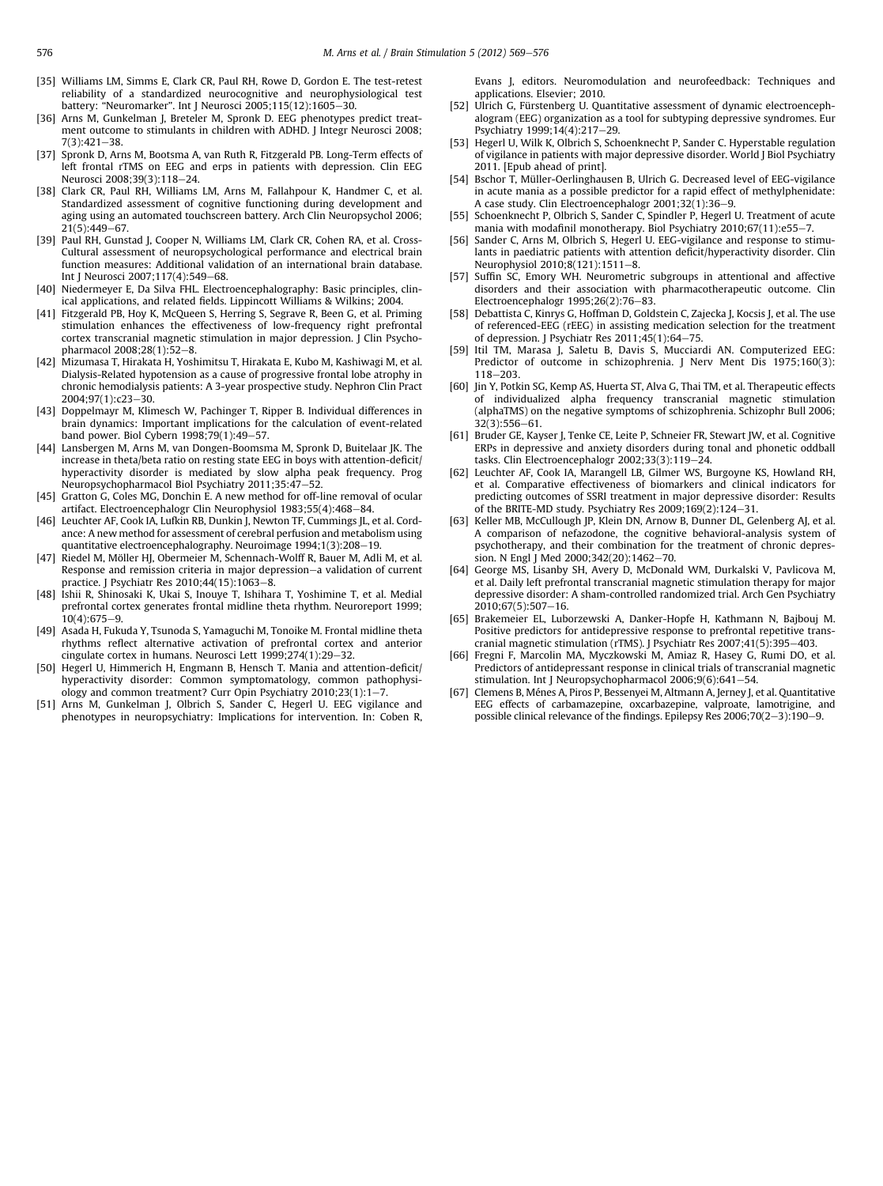[35] Williams LM, Simms E, Clark CR, Paul RH, Rowe D, Gordon E. The test-retest reliability of a standardized neurocognitive and neurophysiological test battery: "Neuromarker". Int J Neurosci 2005;115(12):1605–30.

[36] Arns M, Gunkelman J, Breteler M, Spronk D. EEG phenotypes predict treatment outcome to stimulants in children with ADHD. J Integr Neurosci 2008; 7(3):421–38.

[37] Spronk D, Arns M, Bootsma A, van Ruth R, Fitzgerald PB. Long-Term effects of left frontal rTMS on EEG and erps in patients with depression. Clin EEG Neurosci 2008;39(3):118–24.

[38] Clark CR, Paul RH, Williams LM, Arns M, Fallahpour K, Handmer C, et al. Standardized assessment of cognitive functioning during development and aging using an automated touchscreen battery. Arch Clin Neuropsychol 2006; 21(5):449–67.

[39] Paul RH, Gunstad J, Cooper N, Williams LM, Clark CR, Cohen RA, et al. Cross-Cultural assessment of neuropsychological performance and electrical brain function measures: Additional validation of an international brain database. Int J Neurosci 2007;117(4):549–68.

[40] Niedermeyer E, Da Silva FHL. Electroencephalography: Basic principles, clinical applications, and related fields. Lippincott Williams & Wilkins; 2004.

[41] Fitzgerald PB, Hoy K, McQueen S, Herring S, Segrave R, Been G, et al. Priming stimulation enhances the effectiveness of low-frequency right prefrontal cortex transcranial magnetic stimulation in major depression. J Clin Psychopharmacol 2008;28(1):52–8.

[42] Mizumasa T, Hirakata H, Yoshimitsu T, Hirakata E, Kubo M, Kashiwagi M, et al. Dialysis-Related hypotension as a cause of progressive frontal lobe atrophy in chronic hemodialysis patients: A 3-year prospective study. Nephron Clin Pract 2004;97(1):c23–30.

[43] Doppelmayr M, Klimesch W, Pachinger T, Ripper B. Individual differences in brain dynamics: Important implications for the calculation of event-related band power. Biol Cybern 1998;79(1):49–57.

[44] Lansbergen M, Arns M, van Dongen-Boomsma M, Spronk D, Buitelaar JK. The increase in theta/beta ratio on resting state EEG in boys with attention-deficit/hyperactivity disorder is mediated by slow alpha peak frequency. Prog Neuropsychopharmacol Biol Psychiatry 2011;35:47–52.

[45] Gratton G, Coles MG, Donchin E. A new method for off-line removal of ocular artifact. Electroencephalogr Clin Neurophysiol 1983;55(4):468–84.

[46] Leuchter AF, Cook IA, Lufkin RB, Dunkin J, Newton TF, Cummings JL, et al. Cordance: A new method for assessment of cerebral perfusion and metabolism using quantitative electroencephalography. Neuroimage 1994;1(3):208–19.

[47] Riedel M, Möller HJ, Obermeier M, Schennach-Wolff R, Bauer M, Adli M, et al. Response and remission criteria in major depression—a validation of current practice. J Psychiatr Res 2010;44(15):1063–8.

[48] Ishii R, Shinosaki K, Ukai S, Inouye T, Ishihara T, Yoshimine T, et al. Medial prefrontal cortex generates frontal midline theta rhythm. Neuroreport 1999; 10(4):675–9.

[49] Asada H, Fukuda Y, Tsunoda S, Yamaguchi M, Tonoike M. Frontal midline theta rhythms reflect alternative activation of prefrontal cortex and anterior cingulate cortex in humans. Neurosci Lett 1999;274(1):29–32.

[50] Hegerl U, Himmerich H, Engmann B, Hensch T. Mania and attention-deficit/hyperactivity disorder: Common symptomatology, common pathophysiology and common treatment? Curr Opin Psychiatry 2010;23(1):1–7.

[51] Arns M, Gunkelman J, Olbrich S, Sander C, Hegerl U. EEG vigilance and phenotypes in neuropsychiatry: Implications for intervention. In: Coben R, Evans J, editors. Neuromodulation and neurofeedback: Techniques and applications. Elsevier; 2010.

[52] Ulrich G, Fürstenberg U. Quantitative assessment of dynamic electroencephalogram (EEG) organization as a tool for subtyping depressive syndromes. Eur Psychiatry 1999;14(4):217–29.

[53] Hegerl U, Wilk K, Olbrich S, Schoenknecht P, Sander C. Hyperstable regulation of vigilance in patients with major depressive disorder. World J Biol Psychiatry 2011. [Epub ahead of print].

[54] Bschor T, Müller-Oerlinghausen B, Ulrich G. Decreased level of EEG-vigilance in acute mania as a possible predictor for a rapid effect of methylphenidate: A case study. Clin Electroencephalogr 2001;32(1):36–9.

[55] Schoenknecht P, Olbrich S, Sander C, Spindler P, Hegerl U. Treatment of acute mania with modafinil monotherapy. Biol Psychiatry 2010;67(11):e55–7.

[56] Sander C, Arns M, Olbrich S, Hegerl U. EEG-vigilance and response to stimulants in paediatric patients with attention deficit/hyperactivity disorder. Clin Neurophysiol 2010;8(121):1511–8.

[57] Suffin SC, Emory WH. Neurometric subgroups in attentional and affective disorders and their association with pharmacotherapeutic outcome. Clin Electroencephalogr 1995;26(2):76–83.

[58] Debattista C, Kinrys G, Hoffman D, Goldstein C, Zajecka J, Kocsis J, et al. The use of referenced-EEG (rEEG) in assisting medication selection for the treatment of depression. J Psychiatr Res 2011;45(1):64–75.

[59] Itil TM, Marasa J, Saletu B, Davis S, Mucciardi AN. Computerized EEG: Predictor of outcome in schizophrenia. J Nerv Ment Dis 1975;160(3): 118–203.

[60] Jin Y, Potkin SG, Kemp AS, Huerta ST, Alva G, Thai TM, et al. Therapeutic effects of individualized alpha frequency transcranial magnetic stimulation (alphaTMS) on the negative symptoms of schizophrenia. Schizophr Bull 2006; 32(3):556–61.

[61] Bruder GE, Kayser J, Tenke CE, Leite P, Schneier FR, Stewart JW, et al. Cognitive ERPs in depressive and anxiety disorders during tonal and phonetic oddball tasks. Clin Electroencephalogr 2002;33(3):119–24.

[62] Leuchter AF, Cook IA, Marangell LB, Gilmer WS, Burgoyne KS, Howland RH, et al. Comparative effectiveness of biomarkers and clinical indicators for predicting outcomes of SSRI treatment in major depressive disorder: Results of the BRITE-MD study. Psychiatry Res 2009;169(2):124–31.

[63] Keller MB, McCullough JP, Klein DN, Arnow B, Dunner DL, Gelenberg AJ, et al. A comparison of nefazodone, the cognitive behavioral-analysis system of psychotherapy, and their combination for the treatment of chronic depression. N Engl J Med 2000;342(20):1462–70.

[64] George MS, Lisanby SH, Avery D, McDonald WM, Durkalski V, Pavlicova M, et al. Daily left prefrontal transcranial magnetic stimulation therapy for major depressive disorder: A sham-controlled randomized trial. Arch Gen Psychiatry 2010;67(5):507–16.

[65] Brakemeier EL, Luborzewski A, Danker-Hopfe H, Kathmann N, Bajbouj M. Positive predictors for antidepressive response to prefrontal repetitive transcranial magnetic stimulation (rTMS). J Psychiatr Res 2007;41(5):395–403.

[66] Fregni F, Marcolin MA, Myczkowski M, Amiaz R, Hasey G, Rumi DO, et al. Predictors of antidepressant response in clinical trials of transcranial magnetic stimulation. Int J Neuropsychopharmacol 2006;9(6):641–54.

[67] Clemens B, Ménes A, Piros P, Bessenyei M, Altmann A, Jerney J, et al. Quantitative EEG effects of carbamazepine, oxcarbazepine, valproate, lamotrigine, and possible clinical relevance of the findings. Epilepsy Res 2006;70(2–3):190–9.